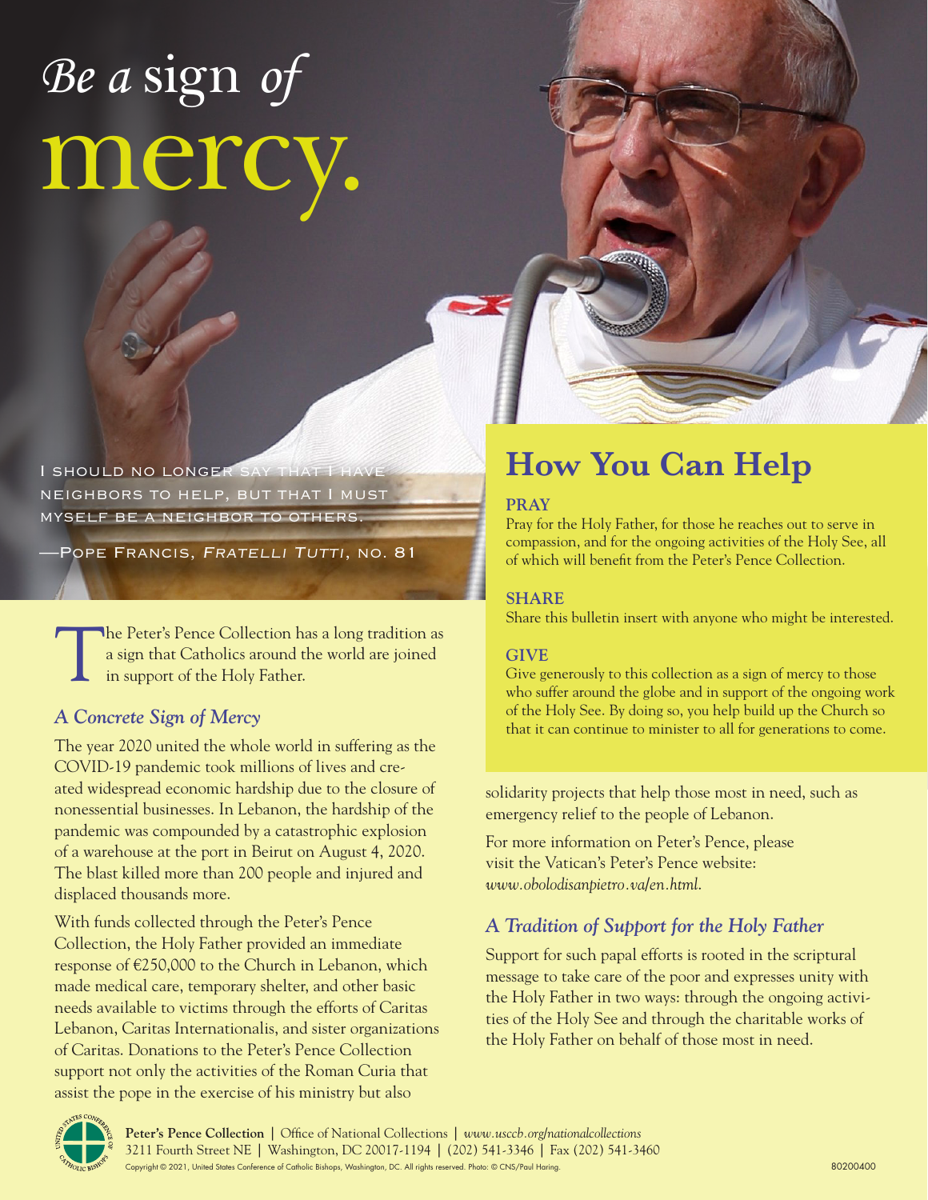# *Be a* sign *of* mercy.

I SHOULD NO LONGER SAY THAT I HAVE NEIGHBORS TO HELP, BUT THAT I MUST MYSELF BE A NEIGHBOR TO OTHERS.

—POPE FRANCIS, *FRATELLI TUTTI*, NO. 81

The Peter's Pence Collection has a long tradition as a sign that Catholics around the world are joined in support of the Holy Father.

## *A Concrete Sign of Mercy*

The year 2020 united the whole world in suffering as the COVID-19 pandemic took millions of lives and created widespread economic hardship due to the closure of nonessential businesses. In Lebanon, the hardship of the pandemic was compounded by a catastrophic explosion of a warehouse at the port in Beirut on August 4, 2020. The blast killed more than 200 people and injured and displaced thousands more.

With funds collected through the Peter's Pence Collection, the Holy Father provided an immediate response of €250,000 to the Church in Lebanon, which made medical care, temporary shelter, and other basic needs available to victims through the efforts of Caritas Lebanon, Caritas Internationalis, and sister organizations of Caritas. Donations to the Peter's Pence Collection support not only the activities of the Roman Curia that assist the pope in the exercise of his ministry but also solidarity projects that help those most in need, such as emergency relief to the people of Lebanon.

For more information on Peter's Pence, please visit the Vatican's Peter's Pence website: *www.obolodisanpietro.va/en.html*.

## *A Tradition of Support for the Holy Father*

Support for such papal efforts is rooted in the scriptural message to take care of the poor and expresses unity with the Holy Father in two ways: through the ongoing activities of the Holy See and through the charitable works of the Holy Father on behalf of those most in need.

## How You Can Help

**PRAY**

Pray for the Holy Father, for those he reaches out to serve in compassion, and for the ongoing activities of the Holy See, all of which will benefit from the Peter's Pence Collection.

**SHARE**

Share this bulletin insert with anyone who might be interested.

**GIVE**

Give generously to this collection as a sign of mercy to those who suffer around the globe and in support of the ongoing work of the Holy See. By doing so, you help build up the Church so that it can continue to minister to all for generations to come.

**Peter's Pence Collection** | Office of National Collections | *www.usccb.org/nationalcollections*
3211 Fourth Street NE | Washington, DC 20017-1194 | (202) 541-3346 | Fax (202) 541-3460
Copyright © 2021, United States Conference of Catholic Bishops, Washington, DC. All rights reserved. Photo: © CNS/Paul Haring.

80200400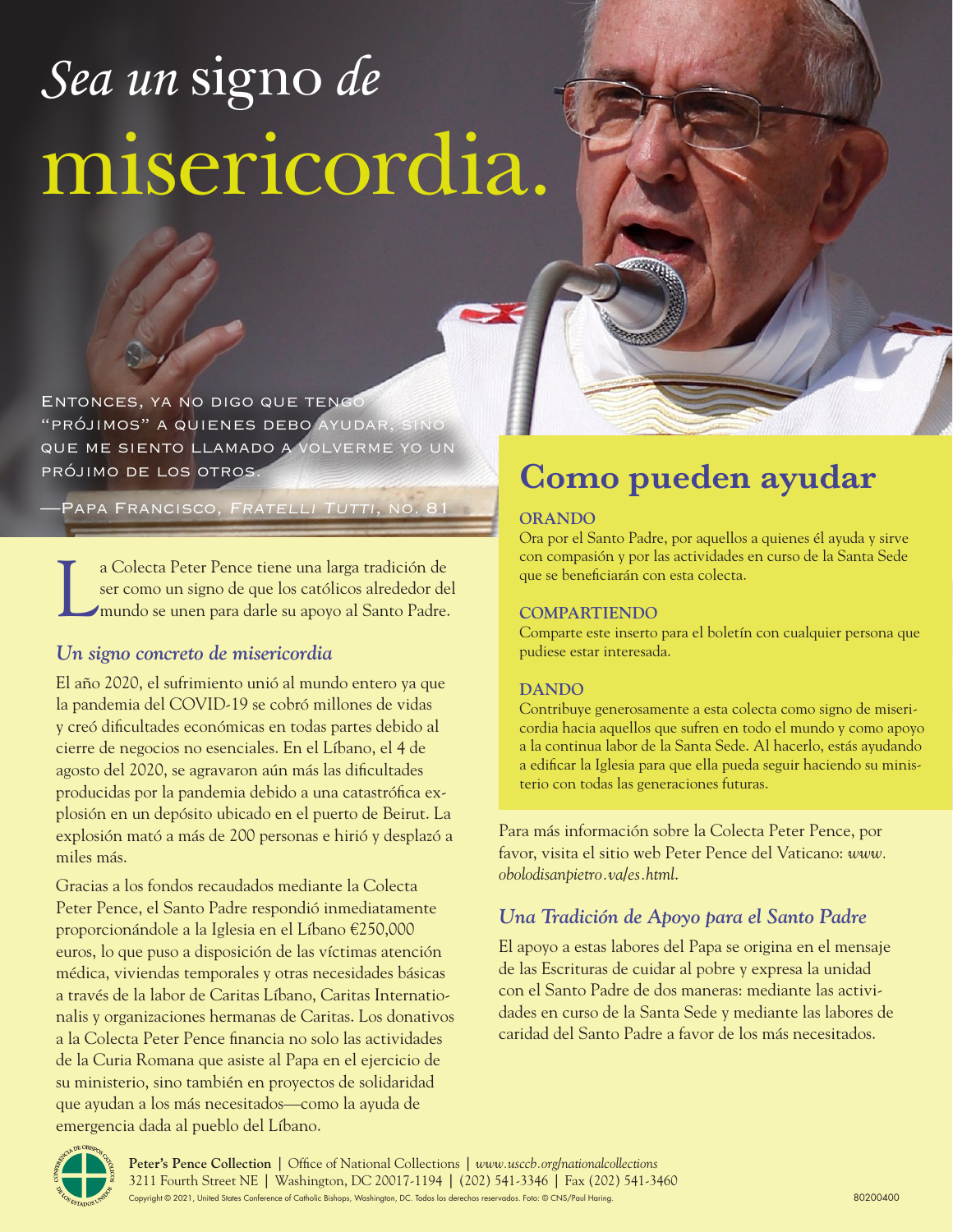# *Sea un* signo *de* misericordia.

Entonces, ya no digo que tengo "prójimos" a quienes debo ayudar, sino que me siento llamado a volverme yo un prójimo de los otros.

—Papa Francisco, *Fratelli Tutti*, no. 81

La Colecta Peter Pence tiene una larga tradición de ser como un signo de que los católicos alrededor del mundo se unen para darle su apoyo al Santo Padre.

### *Un signo concreto de misericordia*

El año 2020, el sufrimiento unió al mundo entero ya que la pandemia del COVID-19 se cobró millones de vidas y creó dificultades económicas en todas partes debido al cierre de negocios no esenciales. En el Líbano, el 4 de agosto del 2020, se agravaron aún más las dificultades producidas por la pandemia debido a una catastrófica explosión en un depósito ubicado en el puerto de Beirut. La explosión mató a más de 200 personas e hirió y desplazó a miles más.

Gracias a los fondos recaudados mediante la Colecta Peter Pence, el Santo Padre respondió inmediatamente proporcionándole a la Iglesia en el Líbano €250,000 euros, lo que puso a disposición de las víctimas atención médica, viviendas temporales y otras necesidades básicas a través de la labor de Caritas Líbano, Caritas Internationalis y organizaciones hermanas de Caritas. Los donativos a la Colecta Peter Pence financia no solo las actividades de la Curia Romana que asiste al Papa en el ejercicio de su ministerio, sino también en proyectos de solidaridad que ayudan a los más necesitados—como la ayuda de emergencia dada al pueblo del Líbano.

## Como pueden ayudar

**ORANDO**
Ora por el Santo Padre, por aquellos a quienes él ayuda y sirve con compasión y por las actividades en curso de la Santa Sede que se beneficiarán con esta colecta.

**COMPARTIENDO**
Comparte este inserto para el boletín con cualquier persona que pudiese estar interesada.

**DANDO**
Contribuye generosamente a esta colecta como signo de misericordia hacia aquellos que sufren en todo el mundo y como apoyo a la continua labor de la Santa Sede. Al hacerlo, estás ayudando a edificar la Iglesia para que ella pueda seguir haciendo su ministerio con todas las generaciones futuras.

Para más información sobre la Colecta Peter Pence, por favor, visita el sitio web Peter Pence del Vaticano: *www.obolodisanpietro.va/es.html*.

### *Una Tradición de Apoyo para el Santo Padre*

El apoyo a estas labores del Papa se origina en el mensaje de las Escrituras de cuidar al pobre y expresa la unidad con el Santo Padre de dos maneras: mediante las actividades en curso de la Santa Sede y mediante las labores de caridad del Santo Padre a favor de los más necesitados.

**Peter's Pence Collection** | Office of National Collections | *www.usccb.org/nationalcollections*
3211 Fourth Street NE | Washington, DC 20017-1194 | (202) 541-3346 | Fax (202) 541-3460
Copyright © 2021, United States Conference of Catholic Bishops, Washington, DC. Todos los derechos reservados. Foto: © CNS/Paul Haring.

80200400